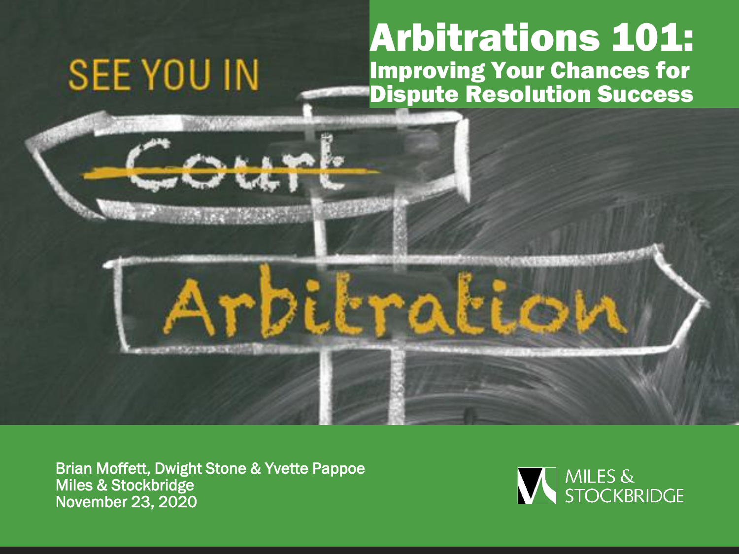# Arbitrations 101:

## Improving Your Chances for Dispute Resolution Success

SEE YOU IN

~~Court~~

Arbitration

Brian Moffett, Dwight Stone & Yvette Pappoe
Miles & Stockbridge
November 23, 2020

MILES & STOCKBRIDGE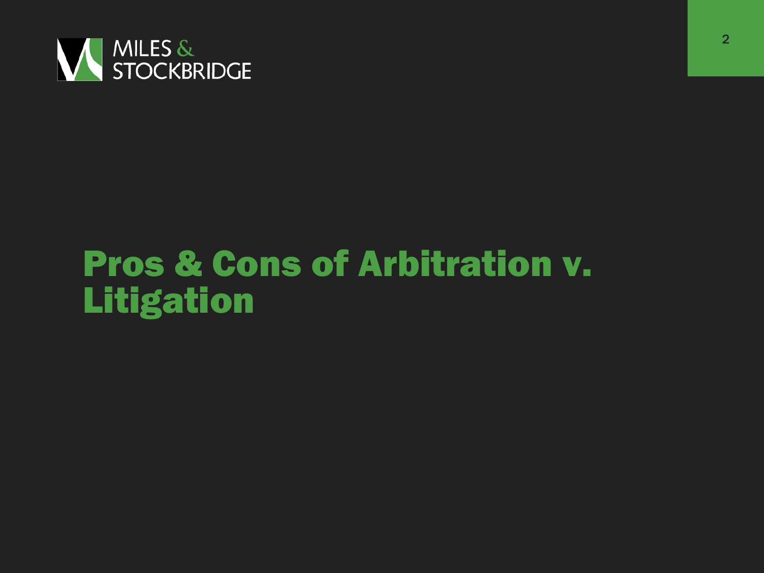# Pros & Cons of Arbitration v. Litigation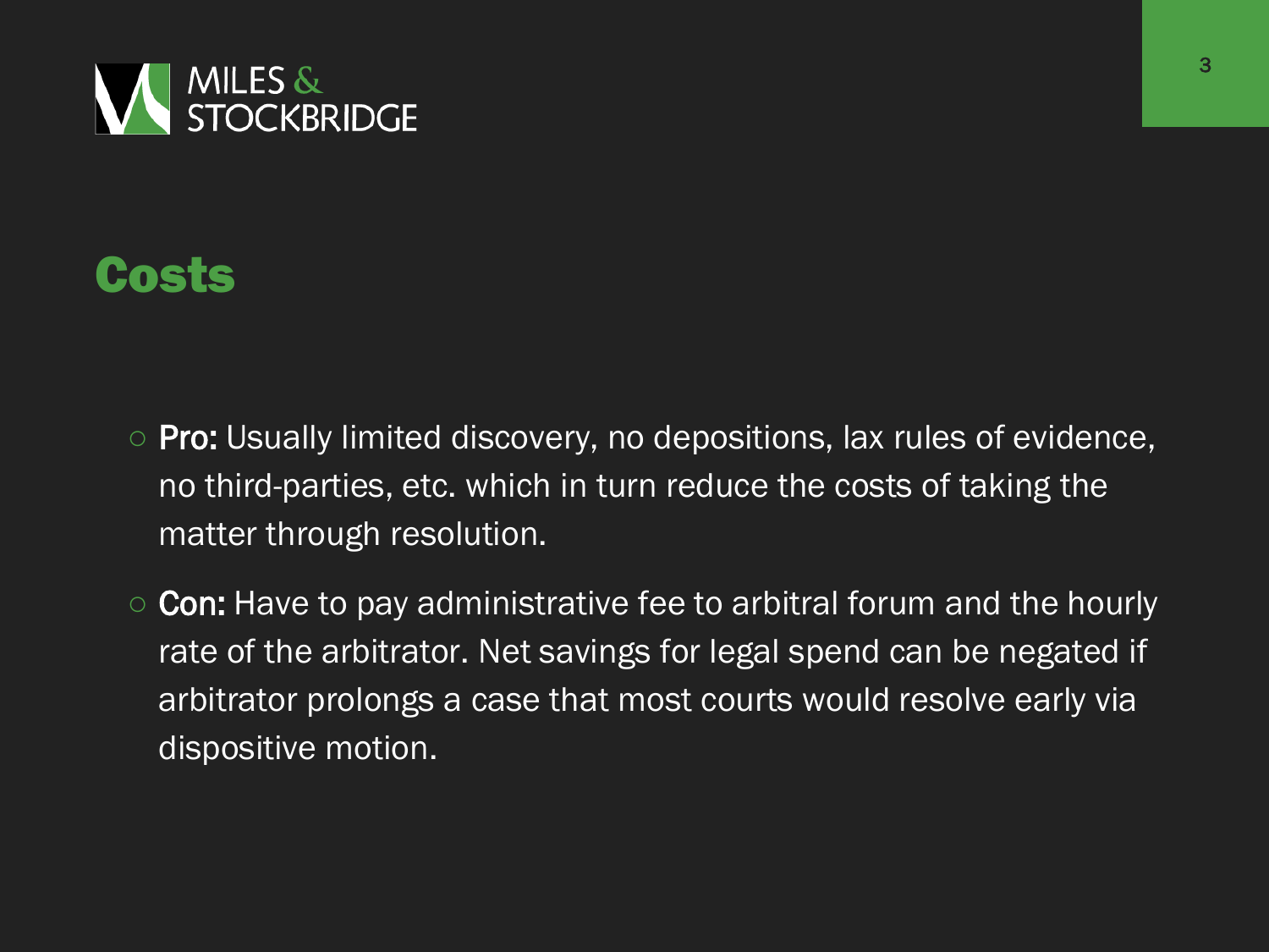## Costs

- **Pro:** Usually limited discovery, no depositions, lax rules of evidence, no third-parties, etc. which in turn reduce the costs of taking the matter through resolution.
- **Con:** Have to pay administrative fee to arbitral forum and the hourly rate of the arbitrator. Net savings for legal spend can be negated if arbitrator prolongs a case that most courts would resolve early via dispositive motion.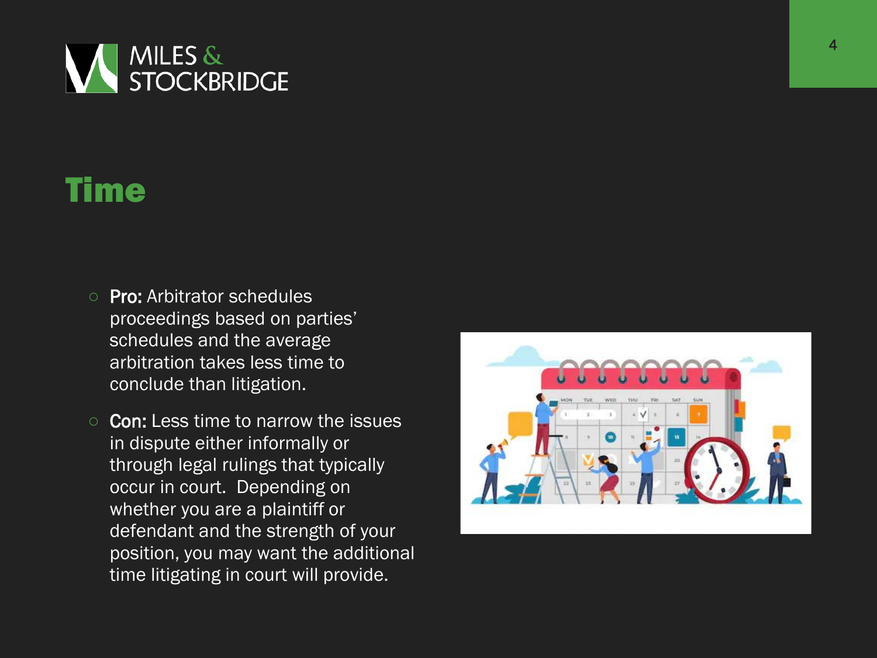# Time

- **Pro:** Arbitrator schedules proceedings based on parties' schedules and the average arbitration takes less time to conclude than litigation.
- **Con:** Less time to narrow the issues in dispute either informally or through legal rulings that typically occur in court. Depending on whether you are a plaintiff or defendant and the strength of your position, you may want the additional time litigating in court will provide.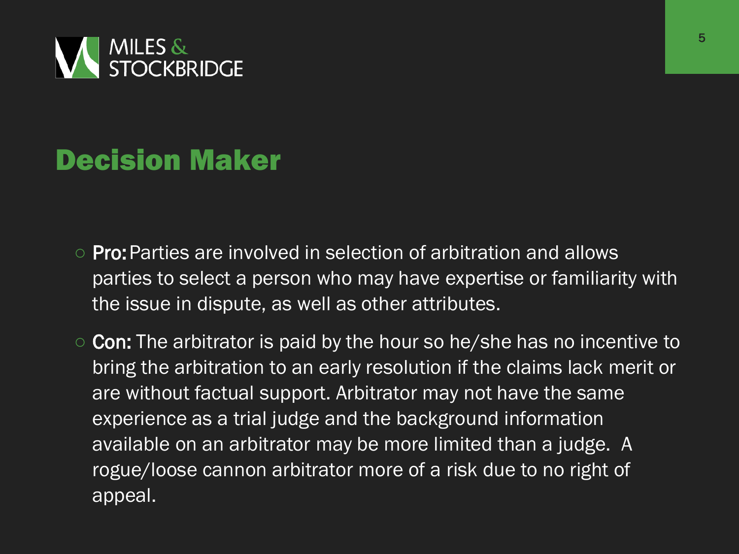# Decision Maker

- **Pro:** Parties are involved in selection of arbitration and allows parties to select a person who may have expertise or familiarity with the issue in dispute, as well as other attributes.
- **Con:** The arbitrator is paid by the hour so he/she has no incentive to bring the arbitration to an early resolution if the claims lack merit or are without factual support. Arbitrator may not have the same experience as a trial judge and the background information available on an arbitrator may be more limited than a judge. A rogue/loose cannon arbitrator more of a risk due to no right of appeal.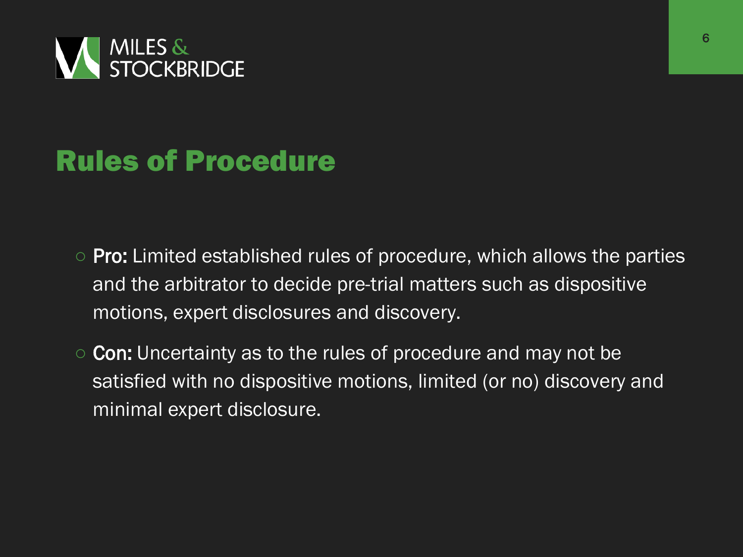# Rules of Procedure

- **Pro:** Limited established rules of procedure, which allows the parties and the arbitrator to decide pre-trial matters such as dispositive motions, expert disclosures and discovery.
- **Con:** Uncertainty as to the rules of procedure and may not be satisfied with no dispositive motions, limited (or no) discovery and minimal expert disclosure.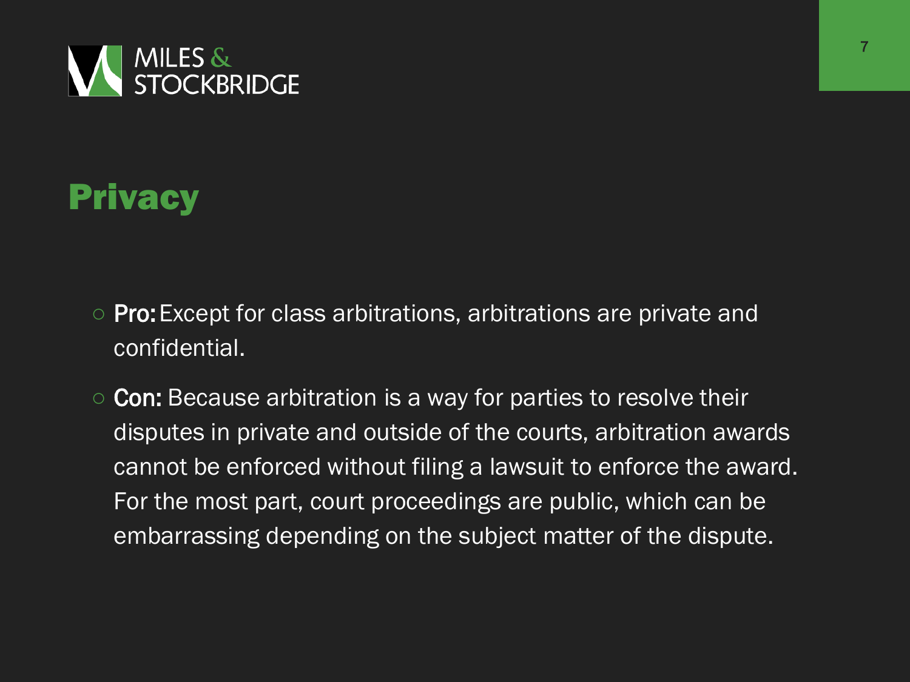## Privacy

- **Pro:** Except for class arbitrations, arbitrations are private and confidential.
- **Con:** Because arbitration is a way for parties to resolve their disputes in private and outside of the courts, arbitration awards cannot be enforced without filing a lawsuit to enforce the award. For the most part, court proceedings are public, which can be embarrassing depending on the subject matter of the dispute.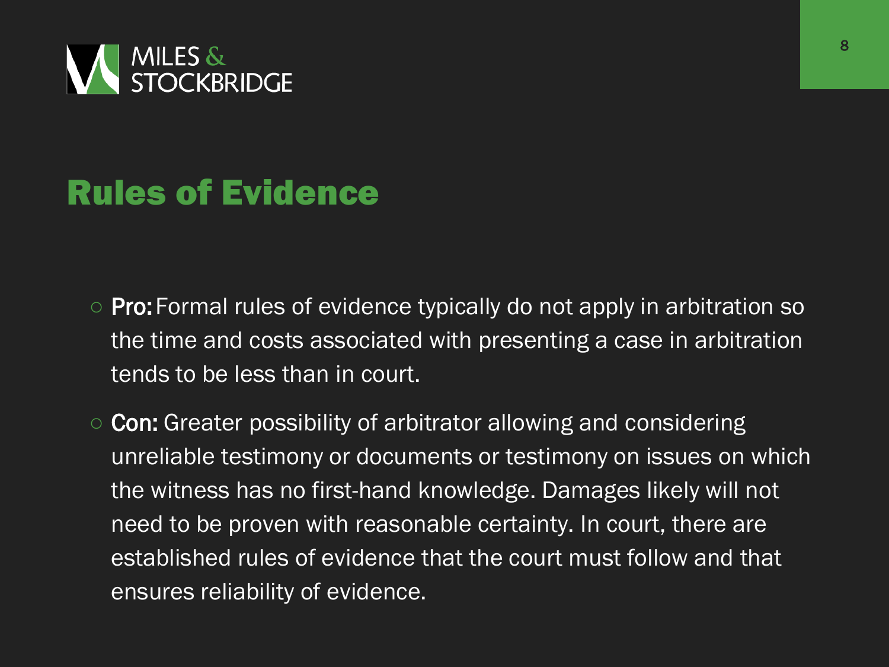# Rules of Evidence

- **Pro:** Formal rules of evidence typically do not apply in arbitration so the time and costs associated with presenting a case in arbitration tends to be less than in court.
- **Con:** Greater possibility of arbitrator allowing and considering unreliable testimony or documents or testimony on issues on which the witness has no first-hand knowledge. Damages likely will not need to be proven with reasonable certainty. In court, there are established rules of evidence that the court must follow and that ensures reliability of evidence.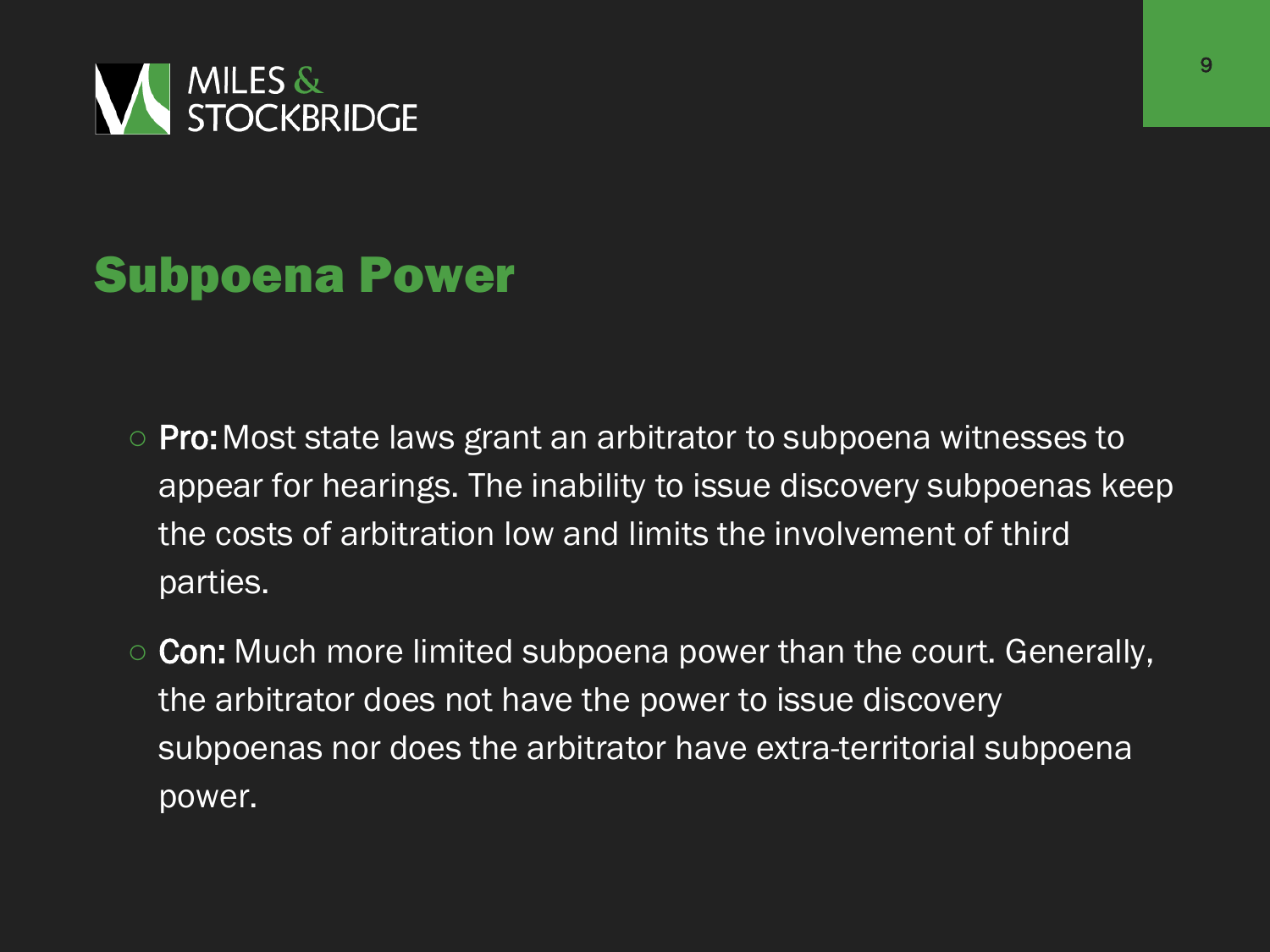## Subpoena Power

- **Pro:** Most state laws grant an arbitrator to subpoena witnesses to appear for hearings. The inability to issue discovery subpoenas keep the costs of arbitration low and limits the involvement of third parties.
- **Con:** Much more limited subpoena power than the court. Generally, the arbitrator does not have the power to issue discovery subpoenas nor does the arbitrator have extra-territorial subpoena power.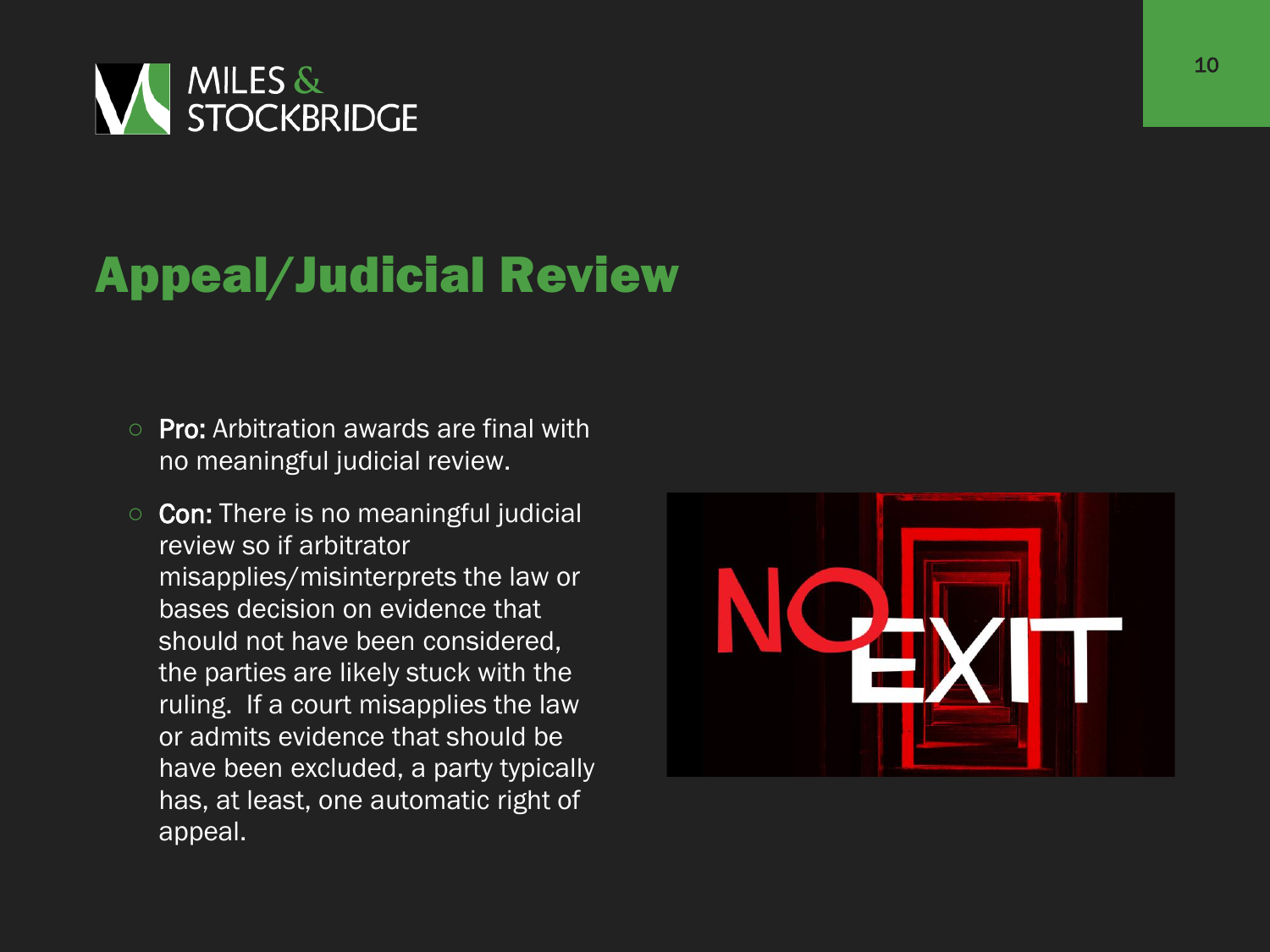## Appeal/Judicial Review

- **Pro:** Arbitration awards are final with no meaningful judicial review.
- **Con:** There is no meaningful judicial review so if arbitrator misapplies/misinterprets the law or bases decision on evidence that should not have been considered, the parties are likely stuck with the ruling. If a court misapplies the law or admits evidence that should be have been excluded, a party typically has, at least, one automatic right of appeal.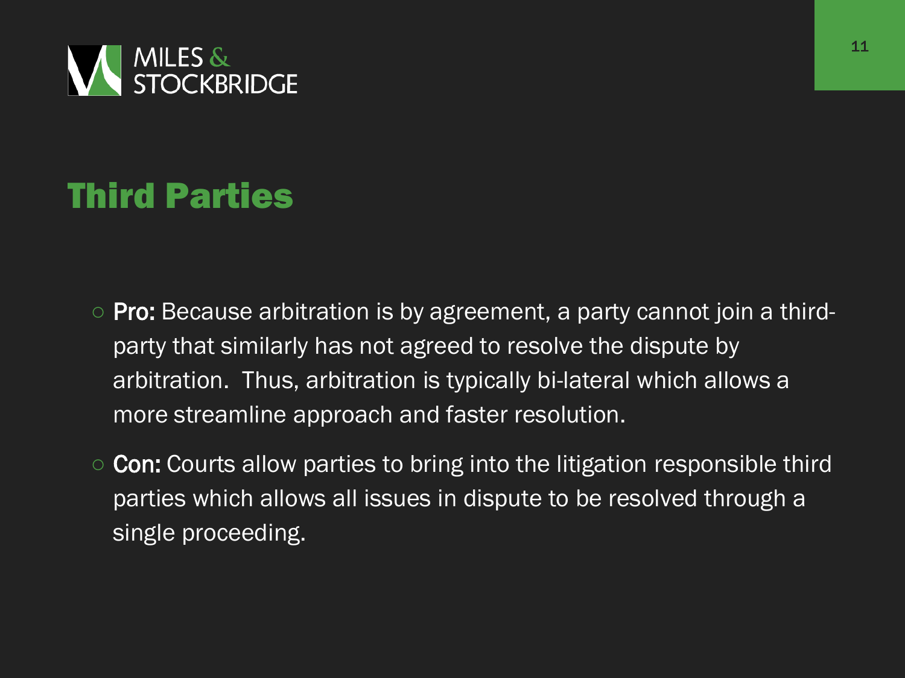## Third Parties

- **Pro:** Because arbitration is by agreement, a party cannot join a third-party that similarly has not agreed to resolve the dispute by arbitration. Thus, arbitration is typically bi-lateral which allows a more streamline approach and faster resolution.
- **Con:** Courts allow parties to bring into the litigation responsible third parties which allows all issues in dispute to be resolved through a single proceeding.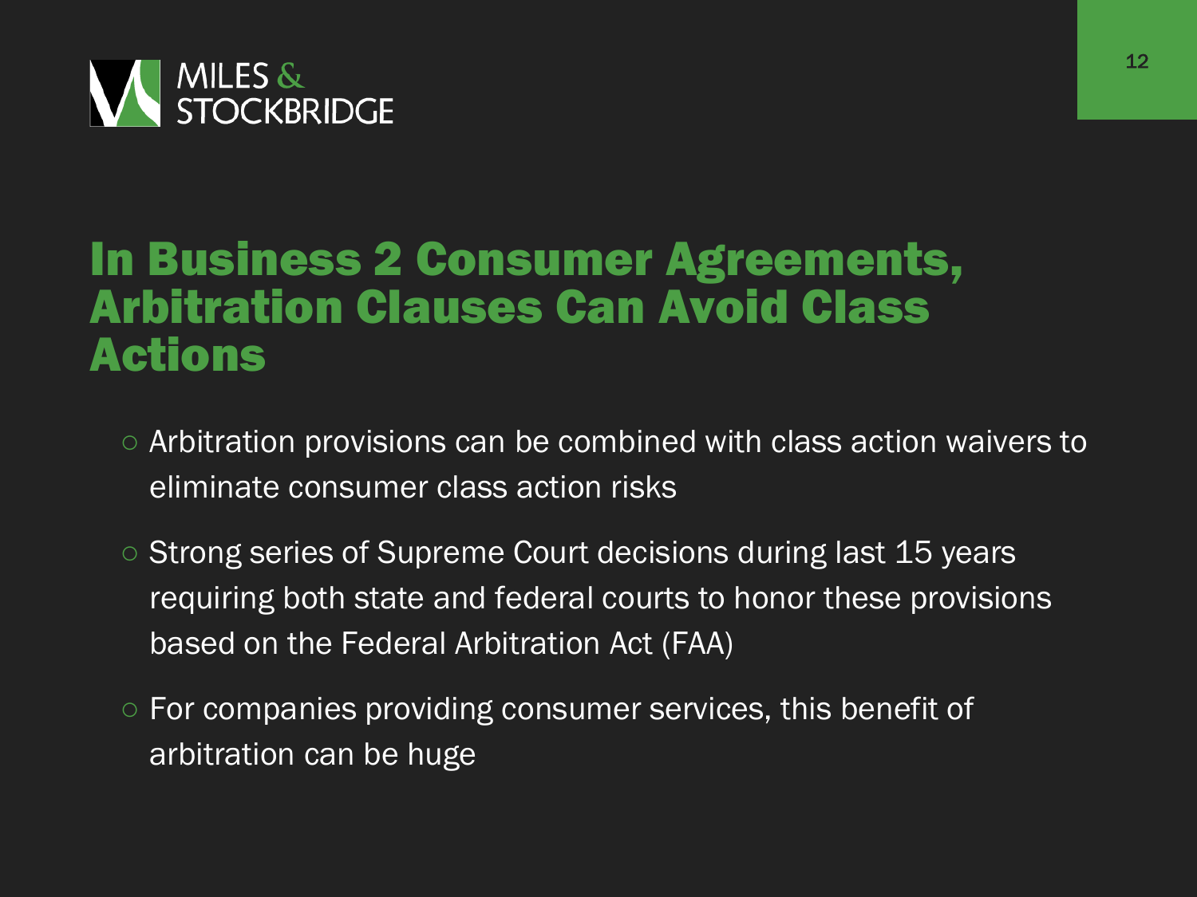# In Business 2 Consumer Agreements, Arbitration Clauses Can Avoid Class Actions

- Arbitration provisions can be combined with class action waivers to eliminate consumer class action risks
- Strong series of Supreme Court decisions during last 15 years requiring both state and federal courts to honor these provisions based on the Federal Arbitration Act (FAA)
- For companies providing consumer services, this benefit of arbitration can be huge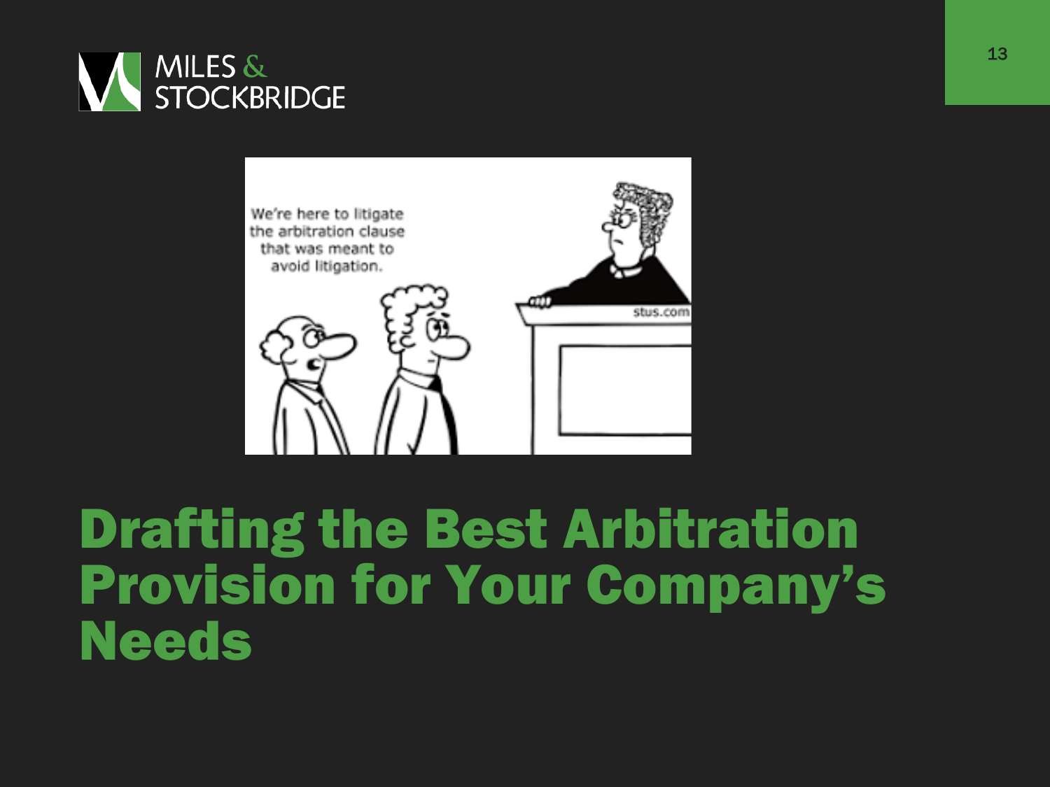We're here to litigate the arbitration clause that was meant to avoid litigation.

stus.com

# Drafting the Best Arbitration Provision for Your Company's Needs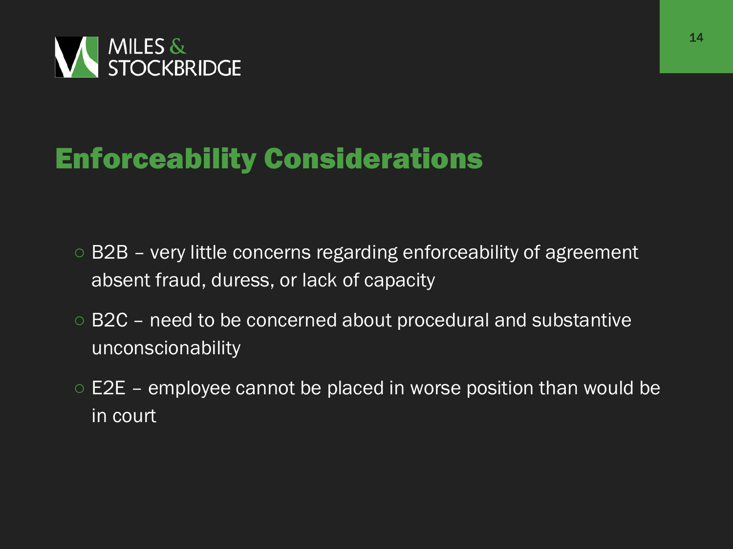# Enforceability Considerations

- B2B – very little concerns regarding enforceability of agreement absent fraud, duress, or lack of capacity
- B2C – need to be concerned about procedural and substantive unconscionability
- E2E – employee cannot be placed in worse position than would be in court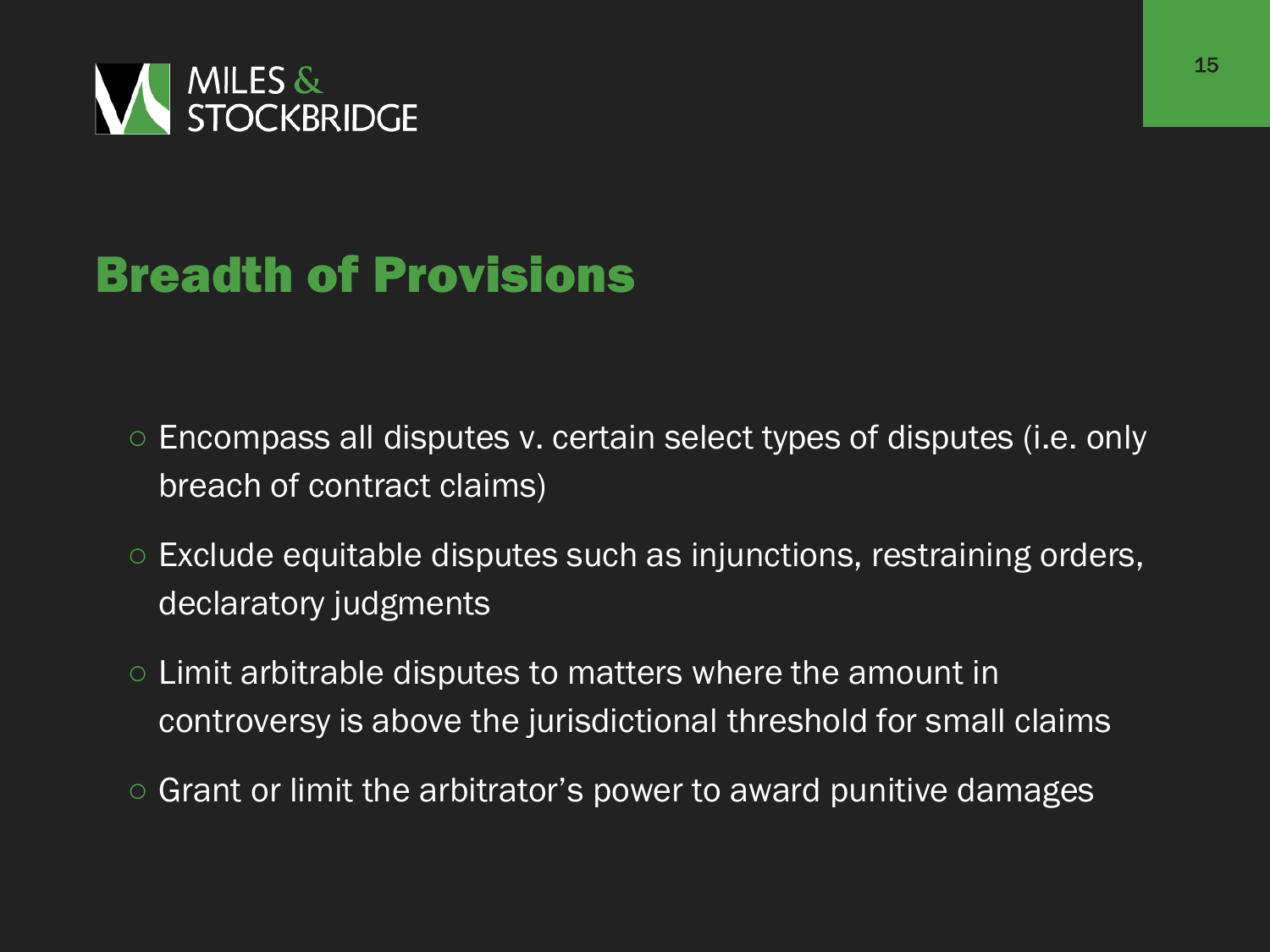## Breadth of Provisions

- Encompass all disputes v. certain select types of disputes (i.e. only breach of contract claims)
- Exclude equitable disputes such as injunctions, restraining orders, declaratory judgments
- Limit arbitrable disputes to matters where the amount in controversy is above the jurisdictional threshold for small claims
- Grant or limit the arbitrator's power to award punitive damages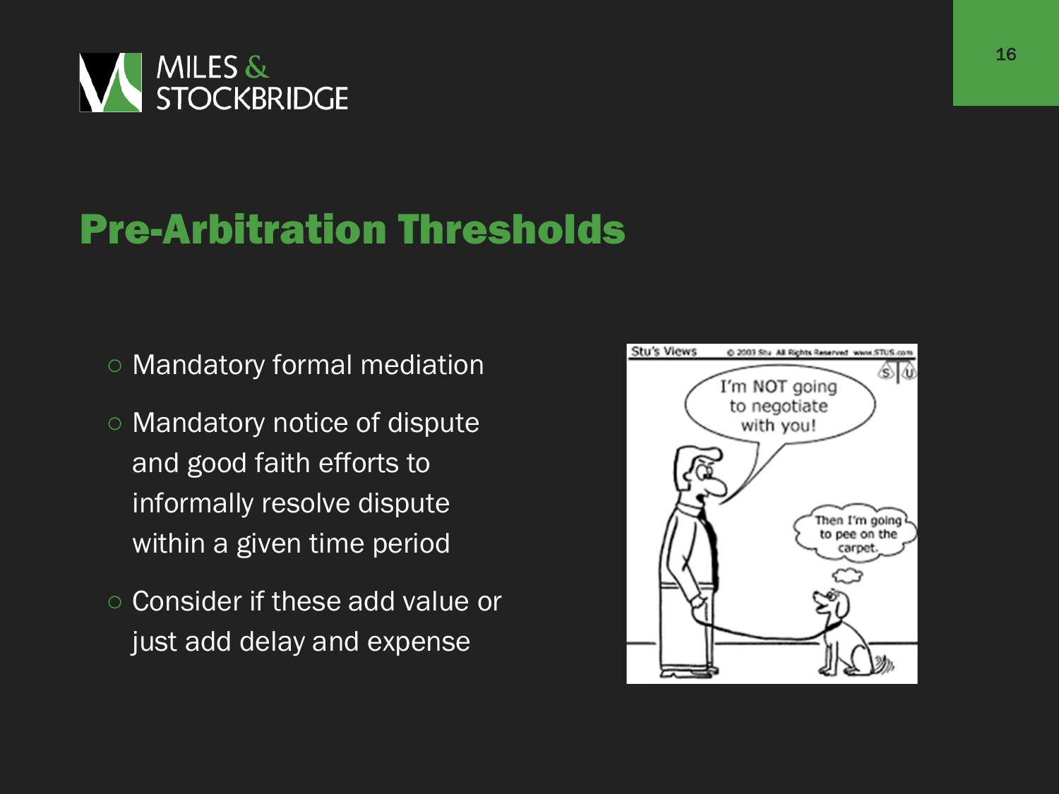# Pre-Arbitration Thresholds

- Mandatory formal mediation
- Mandatory notice of dispute and good faith efforts to informally resolve dispute within a given time period
- Consider if these add value or just add delay and expense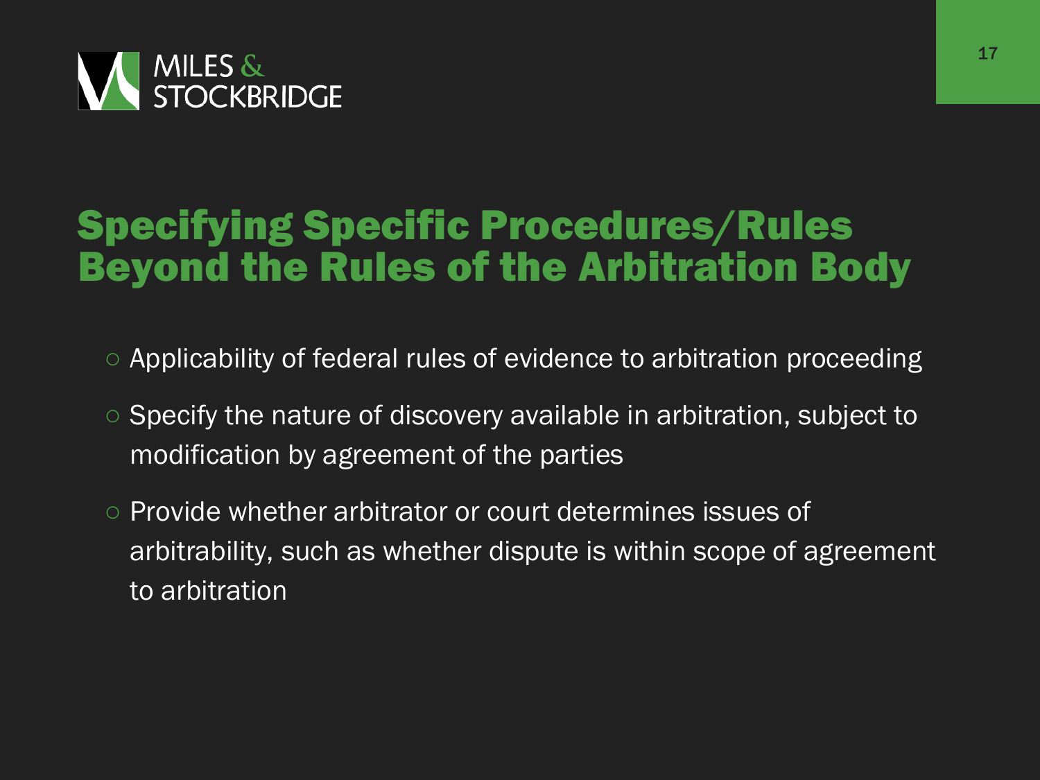# Specifying Specific Procedures/Rules Beyond the Rules of the Arbitration Body

- Applicability of federal rules of evidence to arbitration proceeding
- Specify the nature of discovery available in arbitration, subject to modification by agreement of the parties
- Provide whether arbitrator or court determines issues of arbitrability, such as whether dispute is within scope of agreement to arbitration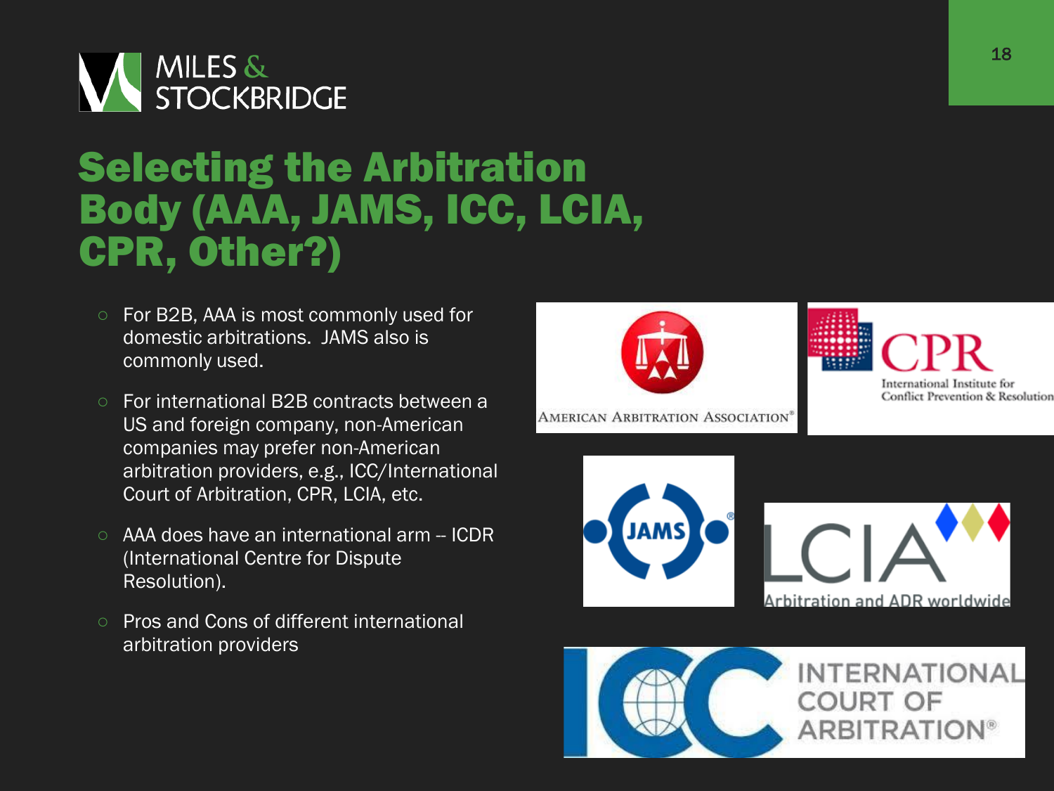# Selecting the Arbitration Body (AAA, JAMS, ICC, LCIA, CPR, Other?)

- For B2B, AAA is most commonly used for domestic arbitrations. JAMS also is commonly used.
- For international B2B contracts between a US and foreign company, non-American companies may prefer non-American arbitration providers, e.g., ICC/International Court of Arbitration, CPR, LCIA, etc.
- AAA does have an international arm -- ICDR (International Centre for Dispute Resolution).
- Pros and Cons of different international arbitration providers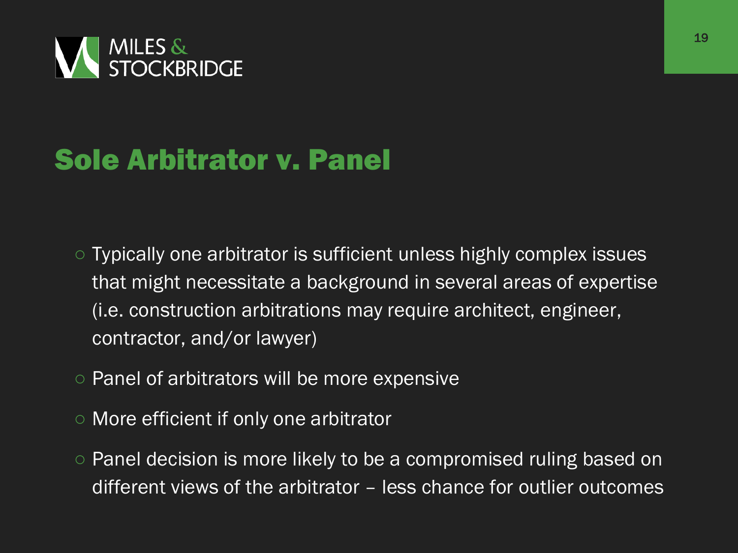# Sole Arbitrator v. Panel

- Typically one arbitrator is sufficient unless highly complex issues that might necessitate a background in several areas of expertise (i.e. construction arbitrations may require architect, engineer, contractor, and/or lawyer)
- Panel of arbitrators will be more expensive
- More efficient if only one arbitrator
- Panel decision is more likely to be a compromised ruling based on different views of the arbitrator – less chance for outlier outcomes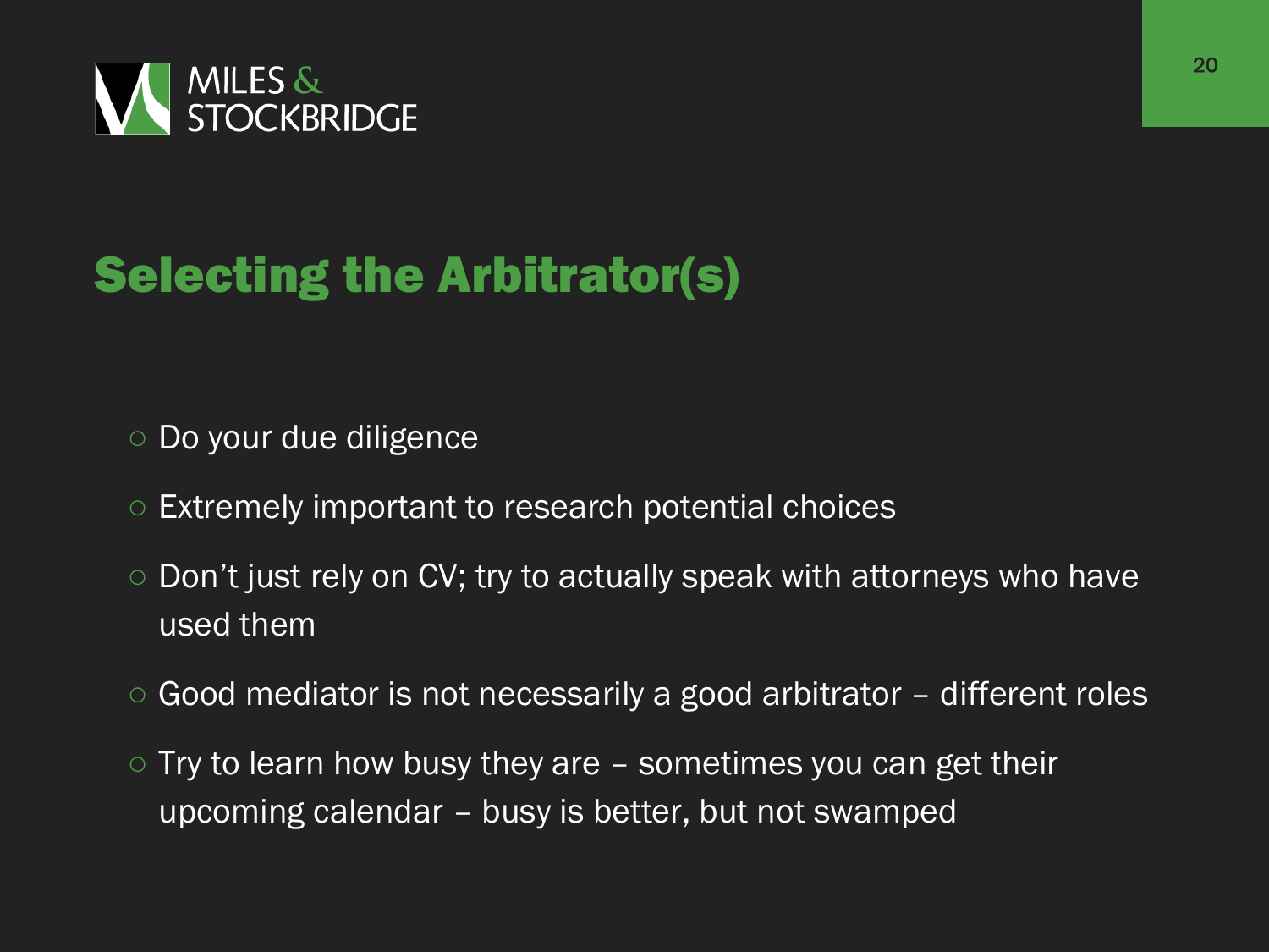# Selecting the Arbitrator(s)

- Do your due diligence
- Extremely important to research potential choices
- Don't just rely on CV; try to actually speak with attorneys who have used them
- Good mediator is not necessarily a good arbitrator – different roles
- Try to learn how busy they are – sometimes you can get their upcoming calendar – busy is better, but not swamped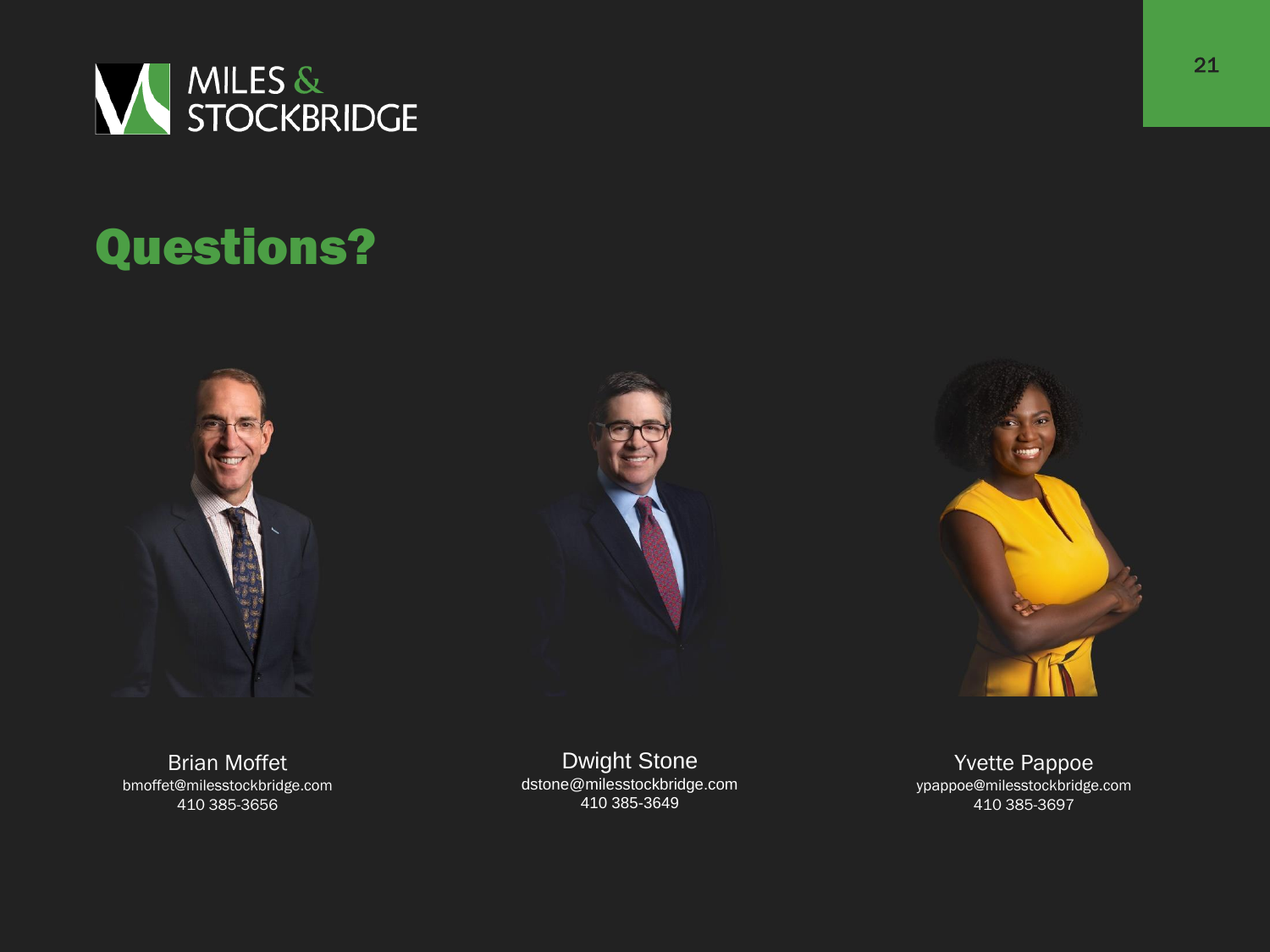# Questions?

Brian Moffet
bmoffet@milesstockbridge.com
410 385-3656

Dwight Stone
dstone@milesstockbridge.com
410 385-3649

Yvette Pappoe
ypappoe@milesstockbridge.com
410 385-3697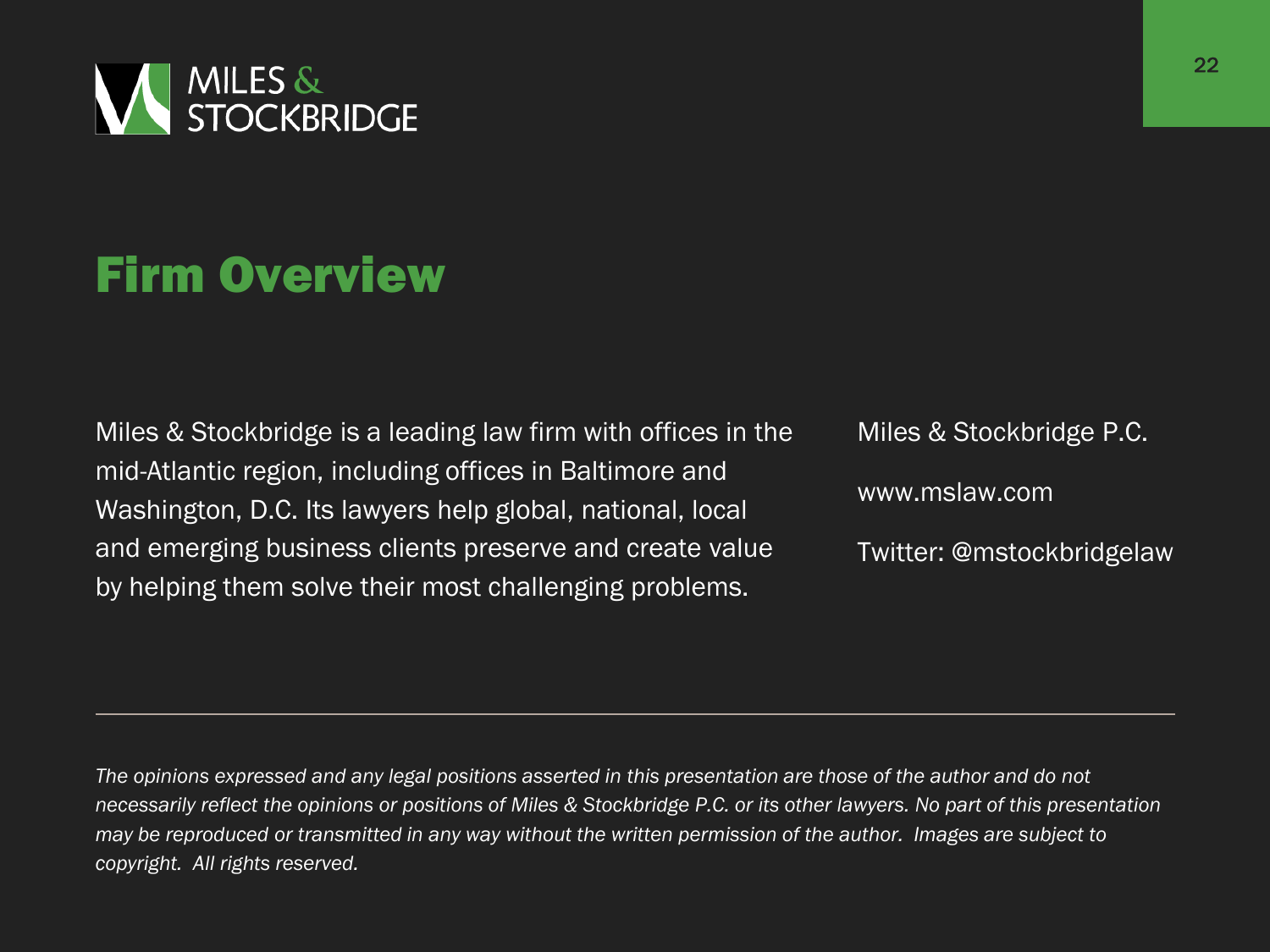MILES & STOCKBRIDGE

# Firm Overview

Miles & Stockbridge is a leading law firm with offices in the mid-Atlantic region, including offices in Baltimore and Washington, D.C. Its lawyers help global, national, local and emerging business clients preserve and create value by helping them solve their most challenging problems.

Miles & Stockbridge P.C.

www.mslaw.com

Twitter: @mstockbridgelaw

---

*The opinions expressed and any legal positions asserted in this presentation are those of the author and do not necessarily reflect the opinions or positions of Miles & Stockbridge P.C. or its other lawyers. No part of this presentation may be reproduced or transmitted in any way without the written permission of the author. Images are subject to copyright. All rights reserved.*